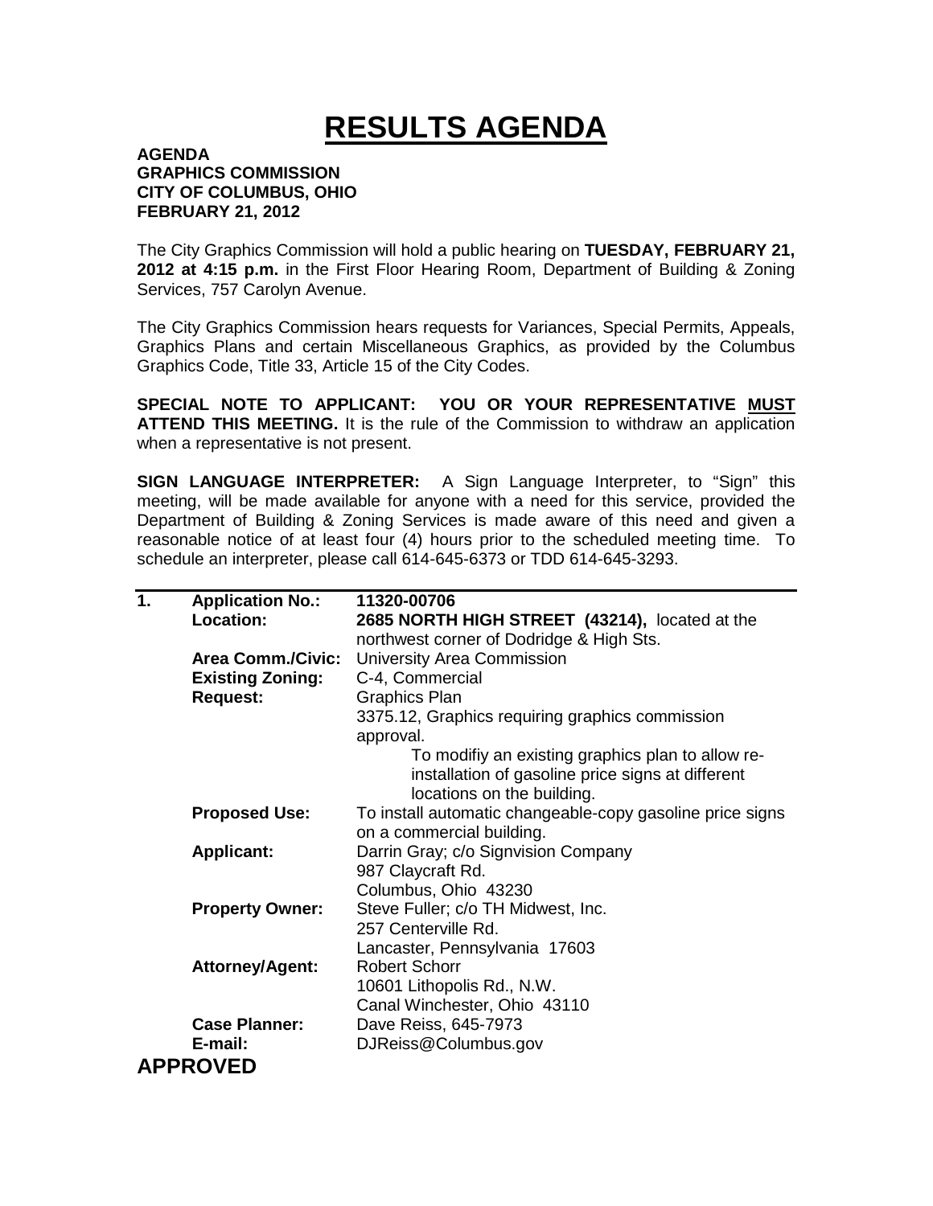# RESULTS AGENDA

**AGENDA**
**GRAPHICS COMMISSION**
**CITY OF COLUMBUS, OHIO**
**FEBRUARY 21, 2012**

The City Graphics Commission will hold a public hearing on **TUESDAY, FEBRUARY 21, 2012 at 4:15 p.m.** in the First Floor Hearing Room, Department of Building & Zoning Services, 757 Carolyn Avenue.

The City Graphics Commission hears requests for Variances, Special Permits, Appeals, Graphics Plans and certain Miscellaneous Graphics, as provided by the Columbus Graphics Code, Title 33, Article 15 of the City Codes.

**SPECIAL NOTE TO APPLICANT: YOU OR YOUR REPRESENTATIVE MUST ATTEND THIS MEETING.** It is the rule of the Commission to withdraw an application when a representative is not present.

**SIGN LANGUAGE INTERPRETER:** A Sign Language Interpreter, to "Sign" this meeting, will be made available for anyone with a need for this service, provided the Department of Building & Zoning Services is made aware of this need and given a reasonable notice of at least four (4) hours prior to the scheduled meeting time. To schedule an interpreter, please call 614-645-6373 or TDD 614-645-3293.

---

**1. Application No.:** **11320-00706**

**Location:** **2685 NORTH HIGH STREET (43214),** located at the northwest corner of Dodridge & High Sts.

**Area Comm./Civic:** University Area Commission

**Existing Zoning:** C-4, Commercial

**Request:** Graphics Plan
3375.12, Graphics requiring graphics commission approval.
To modifiy an existing graphics plan to allow re-installation of gasoline price signs at different locations on the building.

**Proposed Use:** To install automatic changeable-copy gasoline price signs on a commercial building.

**Applicant:** Darrin Gray; c/o Signvision Company
987 Claycraft Rd.
Columbus, Ohio 43230

**Property Owner:** Steve Fuller; c/o TH Midwest, Inc.
257 Centerville Rd.
Lancaster, Pennsylvania 17603

**Attorney/Agent:** Robert Schorr
10601 Lithopolis Rd., N.W.
Canal Winchester, Ohio 43110

**Case Planner:** Dave Reiss, 645-7973

**E-mail:** DJReiss@Columbus.gov

**APPROVED**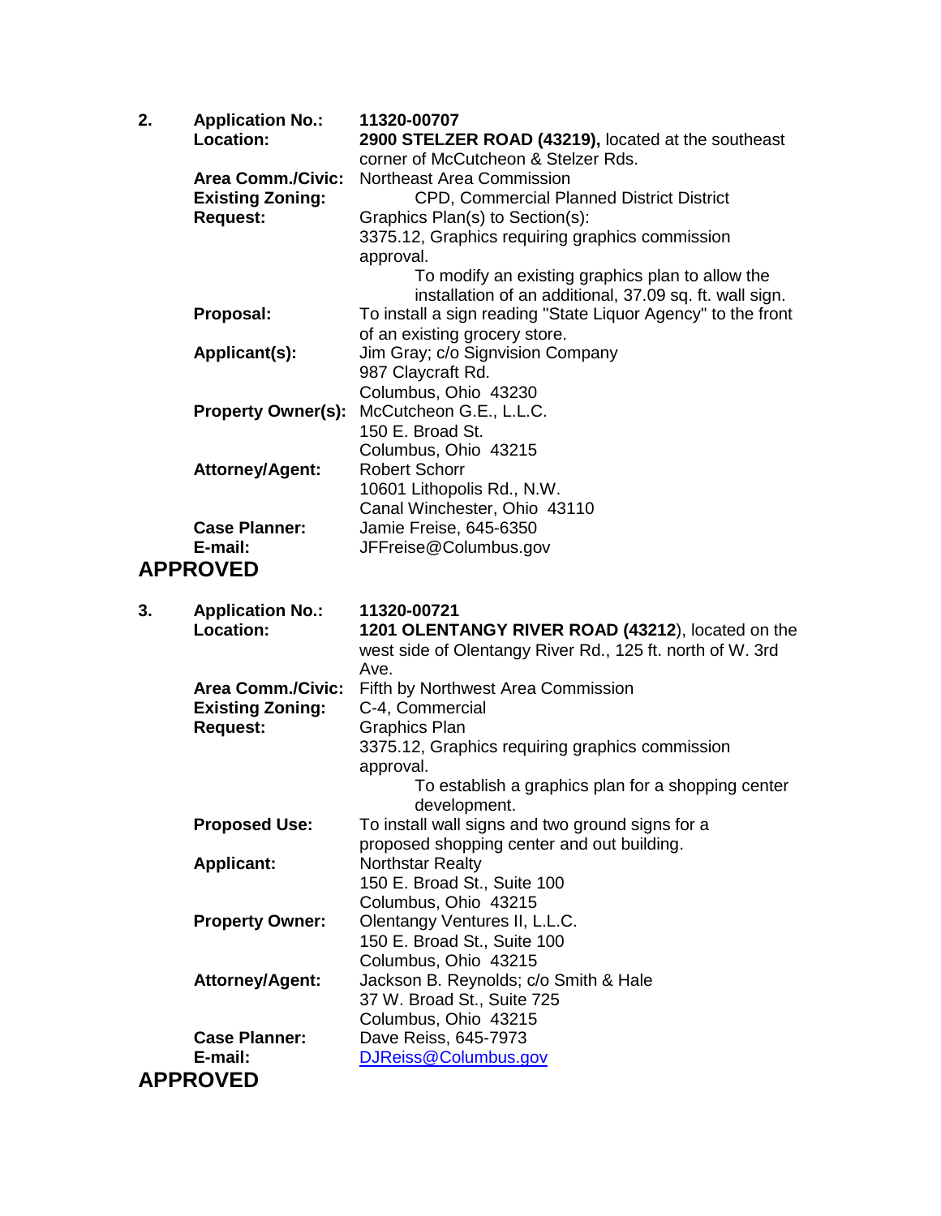**2.** **Application No.:** 11320-00707

**Location:** **2900 STELZER ROAD (43219),** located at the southeast corner of McCutcheon & Stelzer Rds.

**Area Comm./Civic:** Northeast Area Commission

**Existing Zoning:** CPD, Commercial Planned District District

**Request:** Graphics Plan(s) to Section(s):
3375.12, Graphics requiring graphics commission approval.
To modify an existing graphics plan to allow the installation of an additional, 37.09 sq. ft. wall sign.

**Proposal:** To install a sign reading "State Liquor Agency" to the front of an existing grocery store.

**Applicant(s):** Jim Gray; c/o Signvision Company
987 Claycraft Rd.
Columbus, Ohio 43230

**Property Owner(s):** McCutcheon G.E., L.L.C.
150 E. Broad St.
Columbus, Ohio 43215

**Attorney/Agent:** Robert Schorr
10601 Lithopolis Rd., N.W.
Canal Winchester, Ohio 43110

**Case Planner:** Jamie Freise, 645-6350

**E-mail:** JFFreise@Columbus.gov

## APPROVED

**3.** **Application No.:** 11320-00721

**Location:** **1201 OLENTANGY RIVER ROAD (43212**), located on the west side of Olentangy River Rd., 125 ft. north of W. 3rd Ave.

**Area Comm./Civic:** Fifth by Northwest Area Commission

**Existing Zoning:** C-4, Commercial

**Request:** Graphics Plan
3375.12, Graphics requiring graphics commission approval.
To establish a graphics plan for a shopping center development.

**Proposed Use:** To install wall signs and two ground signs for a proposed shopping center and out building.

**Applicant:** Northstar Realty
150 E. Broad St., Suite 100
Columbus, Ohio 43215

**Property Owner:** Olentangy Ventures II, L.L.C.
150 E. Broad St., Suite 100
Columbus, Ohio 43215

**Attorney/Agent:** Jackson B. Reynolds; c/o Smith & Hale
37 W. Broad St., Suite 725
Columbus, Ohio 43215

**Case Planner:** Dave Reiss, 645-7973

**E-mail:** DJReiss@Columbus.gov

## APPROVED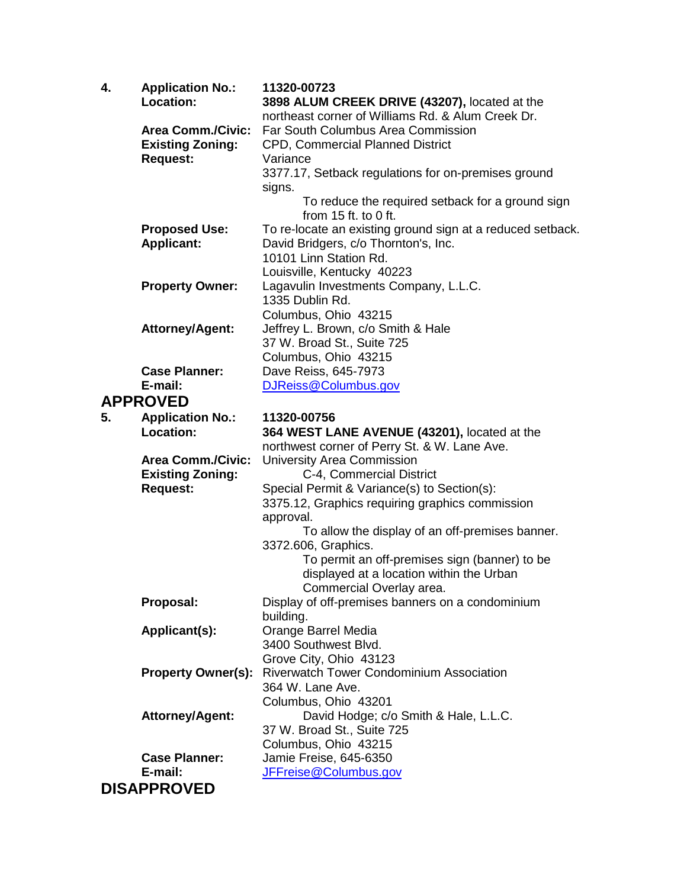**4.** **Application No.:** **11320-00723**

**Location:** **3898 ALUM CREEK DRIVE (43207),** located at the northeast corner of Williams Rd. & Alum Creek Dr.

**Area Comm./Civic:** Far South Columbus Area Commission

**Existing Zoning:** CPD, Commercial Planned District

**Request:** Variance

3377.17, Setback regulations for on-premises ground signs.

To reduce the required setback for a ground sign from 15 ft. to 0 ft.

**Proposed Use:** To re-locate an existing ground sign at a reduced setback.

**Applicant:** David Bridgers, c/o Thornton's, Inc.
10101 Linn Station Rd.
Louisville, Kentucky 40223

**Property Owner:** Lagavulin Investments Company, L.L.C.
1335 Dublin Rd.
Columbus, Ohio 43215

**Attorney/Agent:** Jeffrey L. Brown, c/o Smith & Hale
37 W. Broad St., Suite 725
Columbus, Ohio 43215

**Case Planner:** Dave Reiss, 645-7973

**E-mail:** DJReiss@Columbus.gov

## APPROVED

**5.** **Application No.:** **11320-00756**

**Location:** **364 WEST LANE AVENUE (43201),** located at the northwest corner of Perry St. & W. Lane Ave.

**Area Comm./Civic:** University Area Commission

**Existing Zoning:** C-4, Commercial District

**Request:** Special Permit & Variance(s) to Section(s):

3375.12, Graphics requiring graphics commission approval.

To allow the display of an off-premises banner.

3372.606, Graphics.

To permit an off-premises sign (banner) to be displayed at a location within the Urban Commercial Overlay area.

**Proposal:** Display of off-premises banners on a condominium building.

**Applicant(s):** Orange Barrel Media
3400 Southwest Blvd.
Grove City, Ohio 43123

**Property Owner(s):** Riverwatch Tower Condominium Association
364 W. Lane Ave.
Columbus, Ohio 43201

**Attorney/Agent:** David Hodge; c/o Smith & Hale, L.L.C.
37 W. Broad St., Suite 725
Columbus, Ohio 43215

**Case Planner:** Jamie Freise, 645-6350

**E-mail:** JFFreise@Columbus.gov

## DISAPPROVED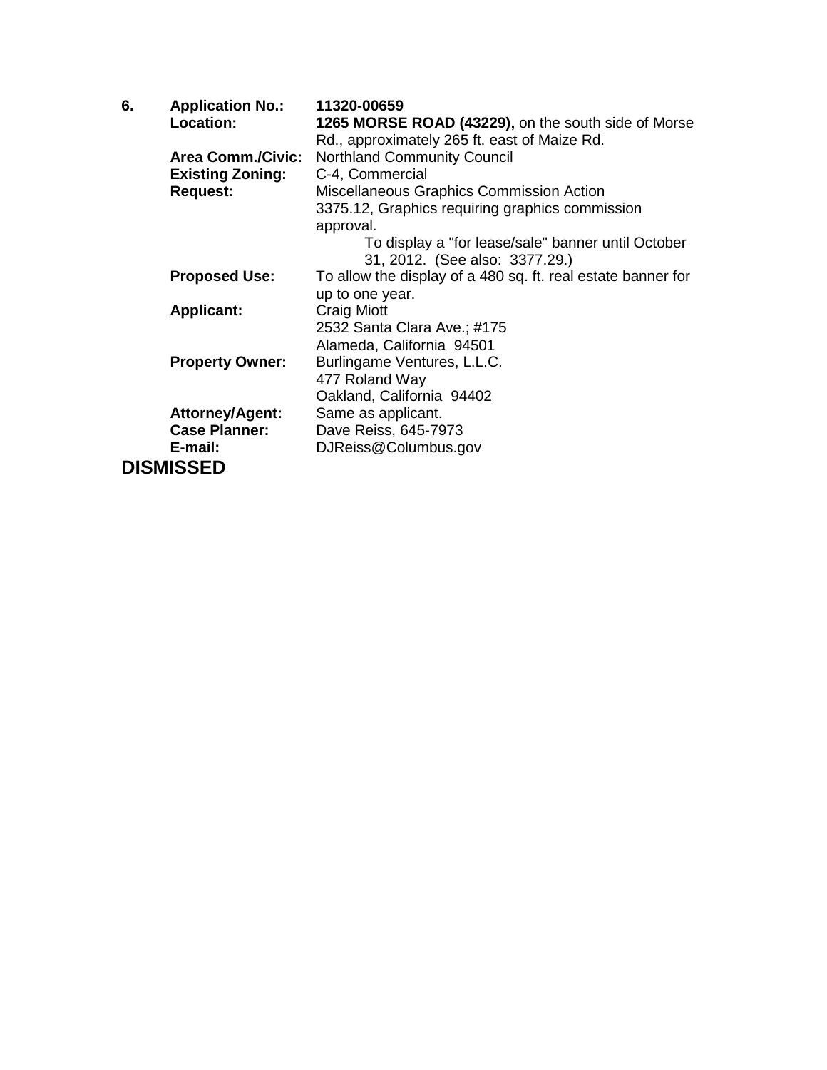**6.** **Application No.:** **11320-00659**

**Location:** **1265 MORSE ROAD (43229),** on the south side of Morse Rd., approximately 265 ft. east of Maize Rd.

**Area Comm./Civic:** Northland Community Council

**Existing Zoning:** C-4, Commercial

**Request:** Miscellaneous Graphics Commission Action
3375.12, Graphics requiring graphics commission approval.
To display a "for lease/sale" banner until October 31, 2012. (See also: 3377.29.)

**Proposed Use:** To allow the display of a 480 sq. ft. real estate banner for up to one year.

**Applicant:** Craig Miott
2532 Santa Clara Ave.; #175
Alameda, California 94501

**Property Owner:** Burlingame Ventures, L.L.C.
477 Roland Way
Oakland, California 94402

**Attorney/Agent:** Same as applicant.

**Case Planner:** Dave Reiss, 645-7973

**E-mail:** DJReiss@Columbus.gov

**DISMISSED**